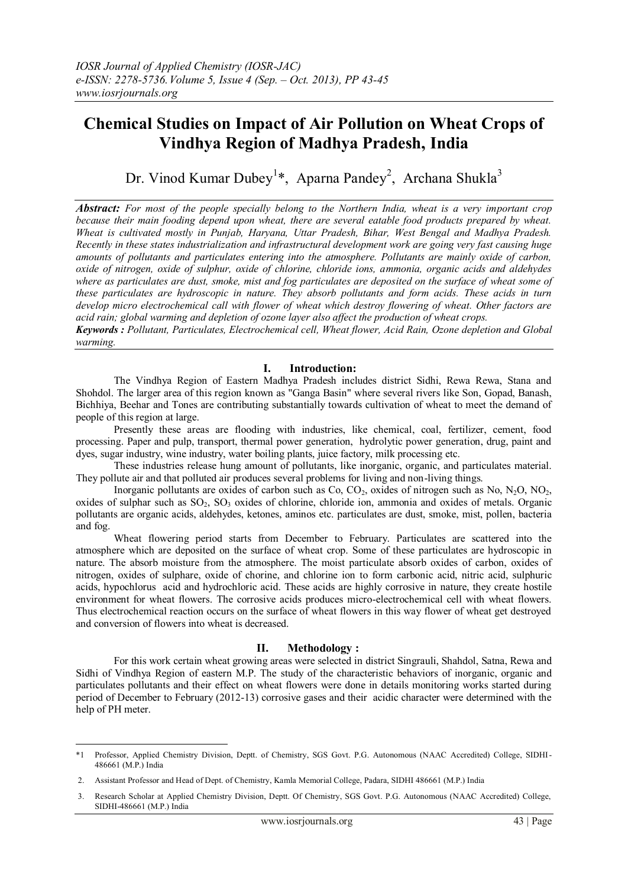# Chemical Studies on Impact of Air Pollution on Wheat Crops of Vindhya Region of Madhya Pradesh, India

Dr. Vinod Kumar Dubey[1]*, Aparna Pandey[2], Archana Shukla[3]

***Abstract:*** *For most of the people specially belong to the Northern India, wheat is a very important crop because their main fooding depend upon wheat, there are several eatable food products prepared by wheat. Wheat is cultivated mostly in Punjab, Haryana, Uttar Pradesh, Bihar, West Bengal and Madhya Pradesh. Recently in these states industrialization and infrastructural development work are going very fast causing huge amounts of pollutants and particulates entering into the atmosphere. Pollutants are mainly oxide of carbon, oxide of nitrogen, oxide of sulphur, oxide of chlorine, chloride ions, ammonia, organic acids and aldehydes where as particulates are dust, smoke, mist and fog particulates are deposited on the surface of wheat some of these particulates are hydroscopic in nature. They absorb pollutants and form acids. These acids in turn develop micro electrochemical call with flower of wheat which destroy flowering of wheat. Other factors are acid rain; global warming and depletion of ozone layer also affect the production of wheat crops.*

***Keywords :*** *Pollutant, Particulates, Electrochemical cell, Wheat flower, Acid Rain, Ozone depletion and Global warming.*

## I. Introduction:

The Vindhya Region of Eastern Madhya Pradesh includes district Sidhi, Rewa Rewa, Stana and Shohdol. The larger area of this region known as "Ganga Basin" where several rivers like Son, Gopad, Banash, Bichhiya, Beehar and Tones are contributing substantially towards cultivation of wheat to meet the demand of people of this region at large.

Presently these areas are flooding with industries, like chemical, coal, fertilizer, cement, food processing. Paper and pulp, transport, thermal power generation, hydrolytic power generation, drug, paint and dyes, sugar industry, wine industry, water boiling plants, juice factory, milk processing etc.

These industries release hung amount of pollutants, like inorganic, organic, and particulates material. They pollute air and that polluted air produces several problems for living and non-living things.

Inorganic pollutants are oxides of carbon such as Co, $CO_2$, oxides of nitrogen such as No, $N_2O$, $NO_2$, oxides of sulphar such as $SO_2$, $SO_3$ oxides of chlorine, chloride ion, ammonia and oxides of metals. Organic pollutants are organic acids, aldehydes, ketones, aminos etc. particulates are dust, smoke, mist, pollen, bacteria and fog.

Wheat flowering period starts from December to February. Particulates are scattered into the atmosphere which are deposited on the surface of wheat crop. Some of these particulates are hydroscopic in nature. The absorb moisture from the atmosphere. The moist particulate absorb oxides of carbon, oxides of nitrogen, oxides of sulphare, oxide of chorine, and chlorine ion to form carbonic acid, nitric acid, sulphuric acids, hypochlorus acid and hydrochloric acid. These acids are highly corrosive in nature, they create hostile environment for wheat flowers. The corrosive acids produces micro-electrochemical cell with wheat flowers. Thus electrochemical reaction occurs on the surface of wheat flowers in this way flower of wheat get destroyed and conversion of flowers into wheat is decreased.

## II. Methodology :

For this work certain wheat growing areas were selected in district Singrauli, Shahdol, Satna, Rewa and Sidhi of Vindhya Region of eastern M.P. The study of the characteristic behaviors of inorganic, organic and particulates pollutants and their effect on wheat flowers were done in details monitoring works started during period of December to February (2012-13) corrosive gases and their acidic character were determined with the help of PH meter.

---

*1 Professor, Applied Chemistry Division, Deptt. of Chemistry, SGS Govt. P.G. Autonomous (NAAC Accredited) College, SIDHI-486661 (M.P.) India

2. Assistant Professor and Head of Dept. of Chemistry, Kamla Memorial College, Padara, SIDHI 486661 (M.P.) India

3. Research Scholar at Applied Chemistry Division, Deptt. Of Chemistry, SGS Govt. P.G. Autonomous (NAAC Accredited) College, SIDHI-486661 (M.P.) India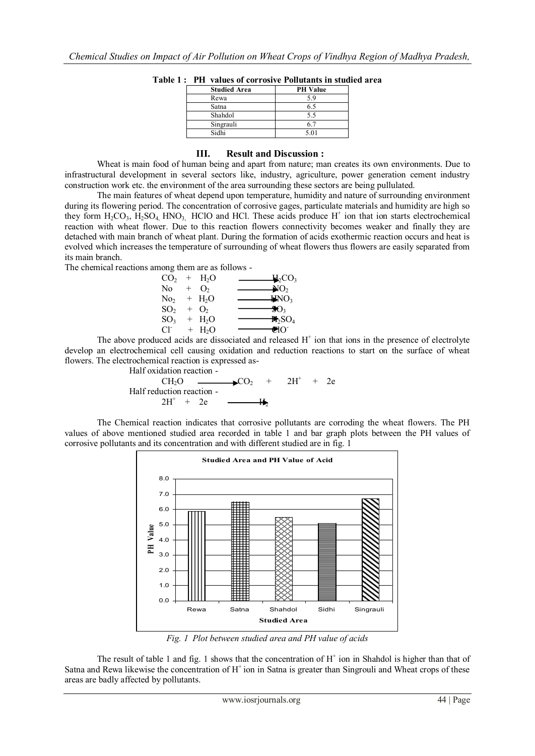**Table 1 : PH values of corrosive Pollutants in studied area**

| Studied Area | PH Value |
|---|---|
| Rewa | 5.9 |
| Satna | 6.5 |
| Shahdol | 5.5 |
| Singrauli | 6.7 |
| Sidhi | 5.01 |

## III. Result and Discussion :

Wheat is main food of human being and apart from nature; man creates its own environments. Due to infrastructural development in several sectors like, industry, agriculture, power generation cement industry construction work etc. the environment of the area surrounding these sectors are being pullulated.

The main features of wheat depend upon temperature, humidity and nature of surrounding environment during its flowering period. The concentration of corrosive gages, particulate materials and humidity are high so they form $H_2CO_3$, $H_2SO_4$, $HNO_3$, HClO and HCl. These acids produce $H^+$ ion that ion starts electrochemical reaction with wheat flower. Due to this reaction flowers connectivity becomes weaker and finally they are detached with main branch of wheat plant. During the formation of acids exothermic reaction occurs and heat is evolved which increases the temperature of surrounding of wheat flowers thus flowers are easily separated from its main branch.

The chemical reactions among them are as follows -

$$CO_2 + H_2O \longrightarrow H_2CO_3$$

$$No + O_2 \longrightarrow NO_2$$

$$No_2 + H_2O \longrightarrow HNO_3$$

$$SO_2 + O_2 \longrightarrow SO_3$$

$$SO_3 + H_2O \longrightarrow H_2SO_4$$

$$Cl^- + H_2O \longrightarrow ClO^-$$

The above produced acids are dissociated and released $H^+$ ion that ions in the presence of electrolyte develop an electrochemical cell causing oxidation and reduction reactions to start on the surface of wheat flowers. The electrochemical reaction is expressed as-

Half oxidation reaction -

$$CH_2O \longrightarrow CO_2 + 2H^+ + 2e$$

Half reduction reaction -

$$2H^+ + 2e \longrightarrow H_2$$

The Chemical reaction indicates that corrosive pollutants are corroding the wheat flowers. The PH values of above mentioned studied area recorded in table 1 and bar graph plots between the PH values of corrosive pollutants and its concentration and with different studied are in fig. 1

*Fig. 1 Plot between studied area and PH value of acids*

The result of table 1 and fig. 1 shows that the concentration of $H^+$ ion in Shahdol is higher than that of Satna and Rewa likewise the concentration of $H^+$ ion in Satna is greater than Singrouli and Wheat crops of these areas are badly affected by pollutants.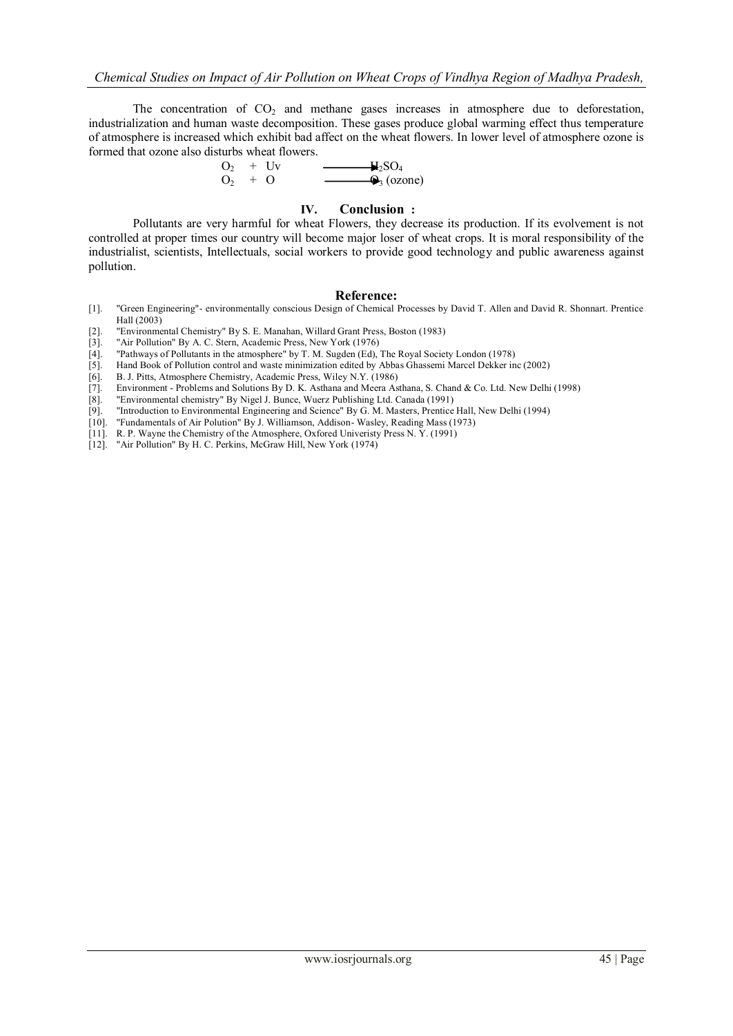The concentration of $CO_2$ and methane gases increases in atmosphere due to deforestation, industrialization and human waste decomposition. These gases produce global warming effect thus temperature of atmosphere is increased which exhibit bad affect on the wheat flowers. In lower level of atmosphere ozone is formed that ozone also disturbs wheat flowers.

$$O_2 + Uv \longrightarrow H_2SO_4$$

$$O_2 + O \longrightarrow O_3 \text{ (ozone)}$$

## IV. Conclusion :

Pollutants are very harmful for wheat Flowers, they decrease its production. If its evolvement is not controlled at proper times our country will become major loser of wheat crops. It is moral responsibility of the industrialist, scientists, Intellectuals, social workers to provide good technology and public awareness against pollution.

## Reference:

[1]. "Green Engineering"- environmentally conscious Design of Chemical Processes by David T. Allen and David R. Shonnart. Prentice Hall (2003)
[2]. "Environmental Chemistry" By S. E. Manahan, Willard Grant Press, Boston (1983)
[3]. "Air Pollution" By A. C. Stern, Academic Press, New York (1976)
[4]. "Pathways of Pollutants in the atmosphere" by T. M. Sugden (Ed), The Royal Society London (1978)
[5]. Hand Book of Pollution control and waste minimization edited by Abbas Ghassemi Marcel Dekker inc (2002)
[6]. B. J. Pitts, Atmosphere Chemistry, Academic Press, Wiley N.Y. (1986)
[7]. Environment - Problems and Solutions By D. K. Asthana and Meera Asthana, S. Chand & Co. Ltd. New Delhi (1998)
[8]. "Environmental chemistry" By Nigel J. Bunce, Wuerz Publishing Ltd. Canada (1991)
[9]. "Introduction to Environmental Engineering and Science" By G. M. Masters, Prentice Hall, New Delhi (1994)
[10]. "Fundamentals of Air Polution" By J. Williamson, Addison- Wasley, Reading Mass (1973)
[11]. R. P. Wayne the Chemistry of the Atmosphere, Oxfored Univeristy Press N. Y. (1991)
[12]. "Air Pollution" By H. C. Perkins, McGraw Hill, New York (1974)